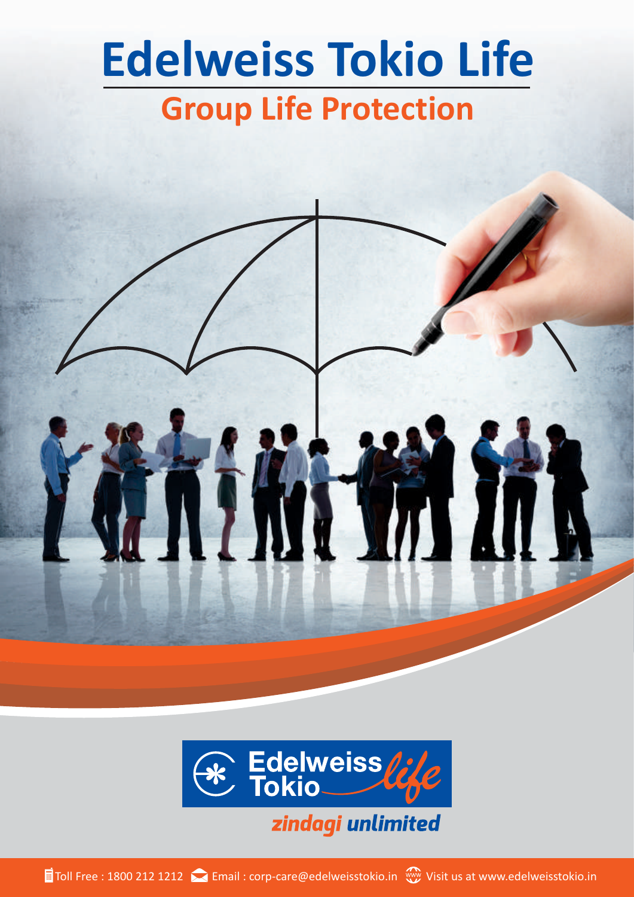# Edelweiss Tokio Life

## Group Life Protection

Edelweiss Tokio life

*zindagi unlimited*

Toll Free : 1800 212 1212 Email : corp-care@edelweisstokio.in Visit us at www.edelweisstokio.in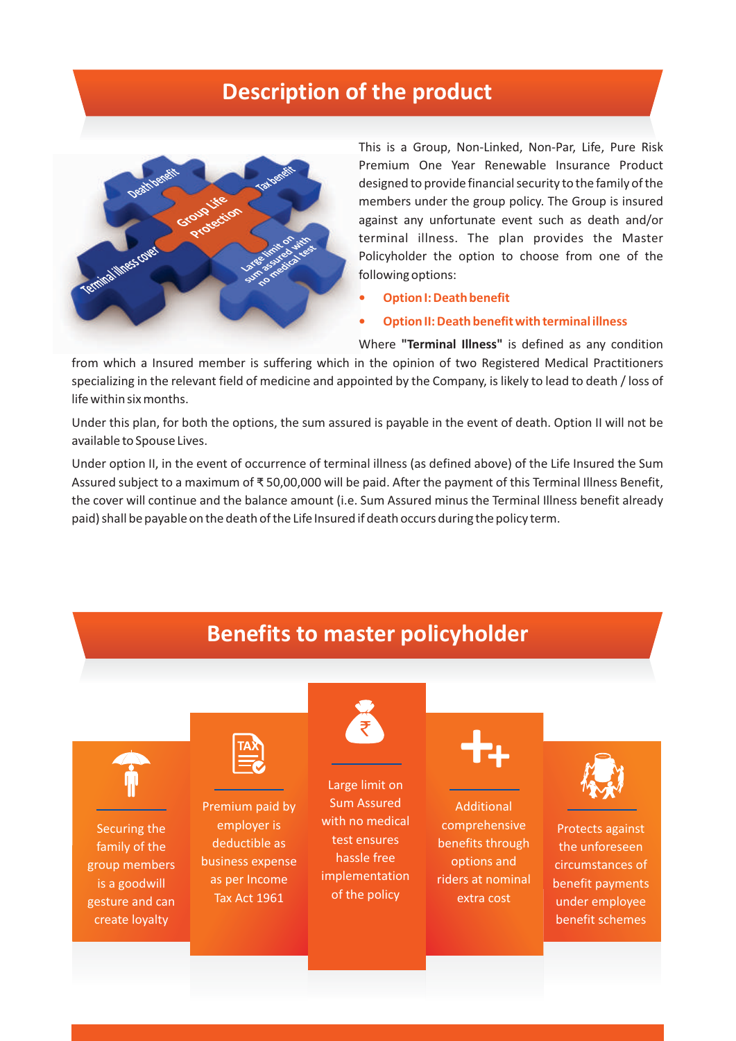## Description of the product

This is a Group, Non-Linked, Non-Par, Life, Pure Risk Premium One Year Renewable Insurance Product designed to provide financial security to the family of the members under the group policy. The Group is insured against any unfortunate event such as death and/or terminal illness. The plan provides the Master Policyholder the option to choose from one of the following options:

- **Option I: Death benefit**
- **Option II: Death benefit with terminal illness**

Where **"Terminal Illness"** is defined as any condition from which a Insured member is suffering which in the opinion of two Registered Medical Practitioners specializing in the relevant field of medicine and appointed by the Company, is likely to lead to death / loss of life within six months.

Under this plan, for both the options, the sum assured is payable in the event of death. Option II will not be available to Spouse Lives.

Under option II, in the event of occurrence of terminal illness (as defined above) of the Life Insured the Sum Assured subject to a maximum of ₹ 50,00,000 will be paid. After the payment of this Terminal Illness Benefit, the cover will continue and the balance amount (i.e. Sum Assured minus the Terminal Illness benefit already paid) shall be payable on the death of the Life Insured if death occurs during the policy term.

## Benefits to master policyholder

- Securing the family of the group members is a goodwill gesture and can create loyalty
- Premium paid by employer is deductible as business expense as per Income Tax Act 1961
- Large limit on Sum Assured with no medical test ensures hassle free implementation of the policy
- Additional comprehensive benefits through options and riders at nominal extra cost
- Protects against the unforeseen circumstances of benefit payments under employee benefit schemes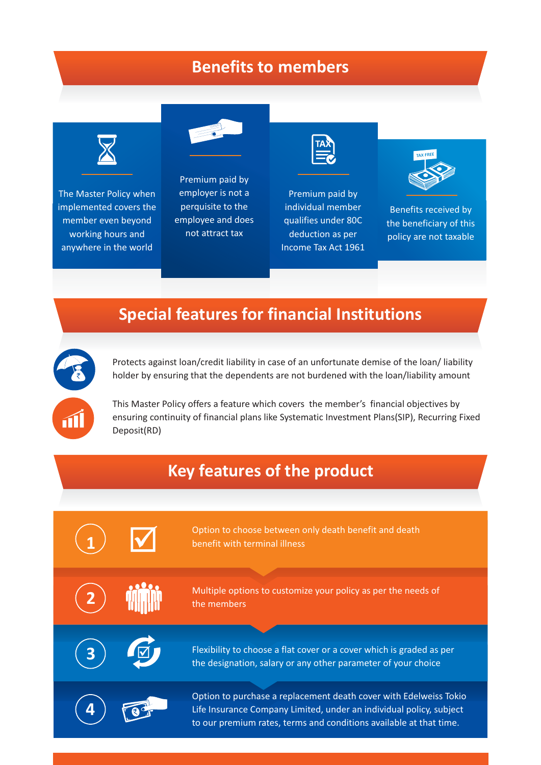## Benefits to members

- The Master Policy when implemented covers the member even beyond working hours and anywhere in the world
- Premium paid by employer is not a perquisite to the employee and does not attract tax
- Premium paid by individual member qualifies under 80C deduction as per Income Tax Act 1961
- Benefits received by the beneficiary of this policy are not taxable

## Special features for financial Institutions

Protects against loan/credit liability in case of an unfortunate demise of the loan/ liability holder by ensuring that the dependents are not burdened with the loan/liability amount

This Master Policy offers a feature which covers the member's financial objectives by ensuring continuity of financial plans like Systematic Investment Plans(SIP), Recurring Fixed Deposit(RD)

## Key features of the product

1. Option to choose between only death benefit and death benefit with terminal illness
2. Multiple options to customize your policy as per the needs of the members
3. Flexibility to choose a flat cover or a cover which is graded as per the designation, salary or any other parameter of your choice
4. Option to purchase a replacement death cover with Edelweiss Tokio Life Insurance Company Limited, under an individual policy, subject to our premium rates, terms and conditions available at that time.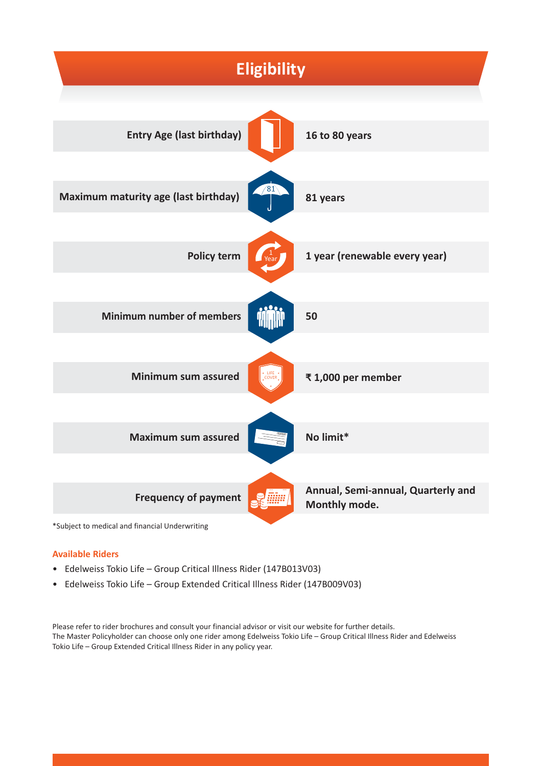# Eligibility

| | |
|---|---|
| Entry Age (last birthday) | 16 to 80 years |
| Maximum maturity age (last birthday) | 81 years |
| Policy term | 1 year (renewable every year) |
| Minimum number of members | 50 |
| Minimum sum assured | ₹ 1,000 per member |
| Maximum sum assured | No limit* |
| Frequency of payment | Annual, Semi-annual, Quarterly and Monthly mode. |

*Subject to medical and financial Underwriting

**Available Riders**

- Edelweiss Tokio Life – Group Critical Illness Rider (147B013V03)
- Edelweiss Tokio Life – Group Extended Critical Illness Rider (147B009V03)

Please refer to rider brochures and consult your financial advisor or visit our website for further details.
The Master Policyholder can choose only one rider among Edelweiss Tokio Life – Group Critical Illness Rider and Edelweiss Tokio Life – Group Extended Critical Illness Rider in any policy year.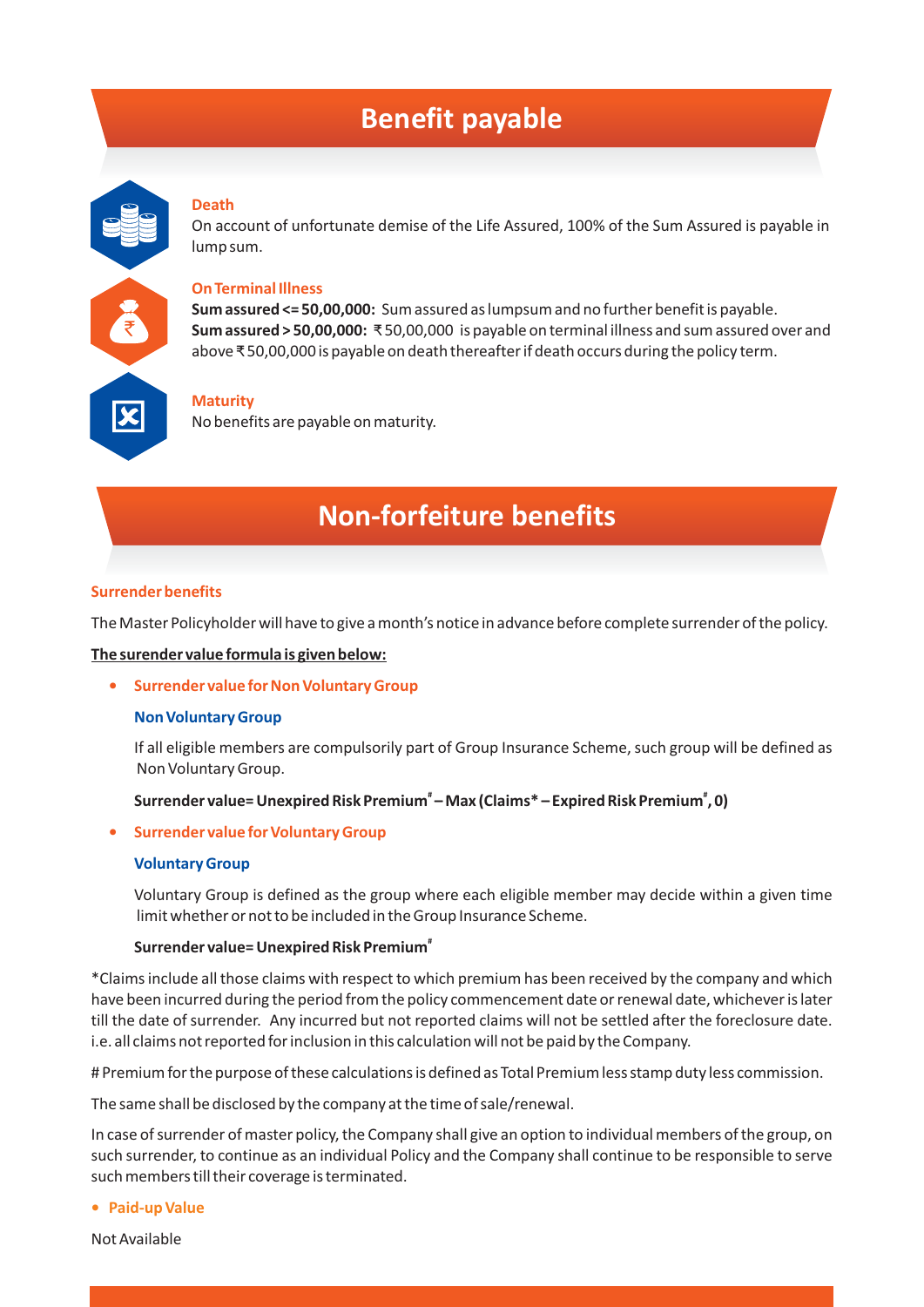## Benefit payable

**Death**

On account of unfortunate demise of the Life Assured, 100% of the Sum Assured is payable in lump sum.

**On Terminal Illness**

**Sum assured <= 50,00,000:** Sum assured as lumpsum and no further benefit is payable.
**Sum assured > 50,00,000:** ₹50,00,000 is payable on terminal illness and sum assured over and above ₹50,00,000 is payable on death thereafter if death occurs during the policy term.

**Maturity**

No benefits are payable on maturity.

## Non-forfeiture benefits

**Surrender benefits**

The Master Policyholder will have to give a month's notice in advance before complete surrender of the policy.

**The surender value formula is given below:**

- **Surrender value for Non Voluntary Group**

  **Non Voluntary Group**

  If all eligible members are compulsorily part of Group Insurance Scheme, such group will be defined as Non Voluntary Group.

  **Surrender value= Unexpired Risk Premium# – Max (Claims* – Expired Risk Premium#, 0)**

- **Surrender value for Voluntary Group**

  **Voluntary Group**

  Voluntary Group is defined as the group where each eligible member may decide within a given time limit whether or not to be included in the Group Insurance Scheme.

  **Surrender value= Unexpired Risk Premium#**

*Claims include all those claims with respect to which premium has been received by the company and which have been incurred during the period from the policy commencement date or renewal date, whichever is later till the date of surrender. Any incurred but not reported claims will not be settled after the foreclosure date. i.e. all claims not reported for inclusion in this calculation will not be paid by the Company.

# Premium for the purpose of these calculations is defined as Total Premium less stamp duty less commission.

The same shall be disclosed by the company at the time of sale/renewal.

In case of surrender of master policy, the Company shall give an option to individual members of the group, on such surrender, to continue as an individual Policy and the Company shall continue to be responsible to serve such members till their coverage is terminated.

- **Paid-up Value**

Not Available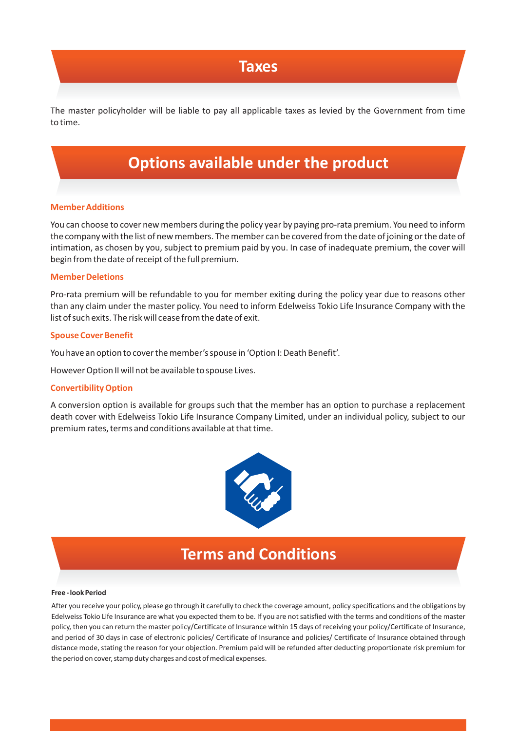## Taxes

The master policyholder will be liable to pay all applicable taxes as levied by the Government from time to time.

## Options available under the product

### Member Additions

You can choose to cover new members during the policy year by paying pro-rata premium. You need to inform the company with the list of new members. The member can be covered from the date of joining or the date of intimation, as chosen by you, subject to premium paid by you. In case of inadequate premium, the cover will begin from the date of receipt of the full premium.

### Member Deletions

Pro-rata premium will be refundable to you for member exiting during the policy year due to reasons other than any claim under the master policy. You need to inform Edelweiss Tokio Life Insurance Company with the list of such exits. The risk will cease from the date of exit.

### Spouse Cover Benefit

You have an option to cover the member's spouse in 'Option I: Death Benefit'.

However Option II will not be available to spouse Lives.

### Convertibility Option

A conversion option is available for groups such that the member has an option to purchase a replacement death cover with Edelweiss Tokio Life Insurance Company Limited, under an individual policy, subject to our premium rates, terms and conditions available at that time.

## Terms and Conditions

**Free - look Period**

After you receive your policy, please go through it carefully to check the coverage amount, policy specifications and the obligations by Edelweiss Tokio Life Insurance are what you expected them to be. If you are not satisfied with the terms and conditions of the master policy, then you can return the master policy/Certificate of Insurance within 15 days of receiving your policy/Certificate of Insurance, and period of 30 days in case of electronic policies/ Certificate of Insurance and policies/ Certificate of Insurance obtained through distance mode, stating the reason for your objection. Premium paid will be refunded after deducting proportionate risk premium for the period on cover, stamp duty charges and cost of medical expenses.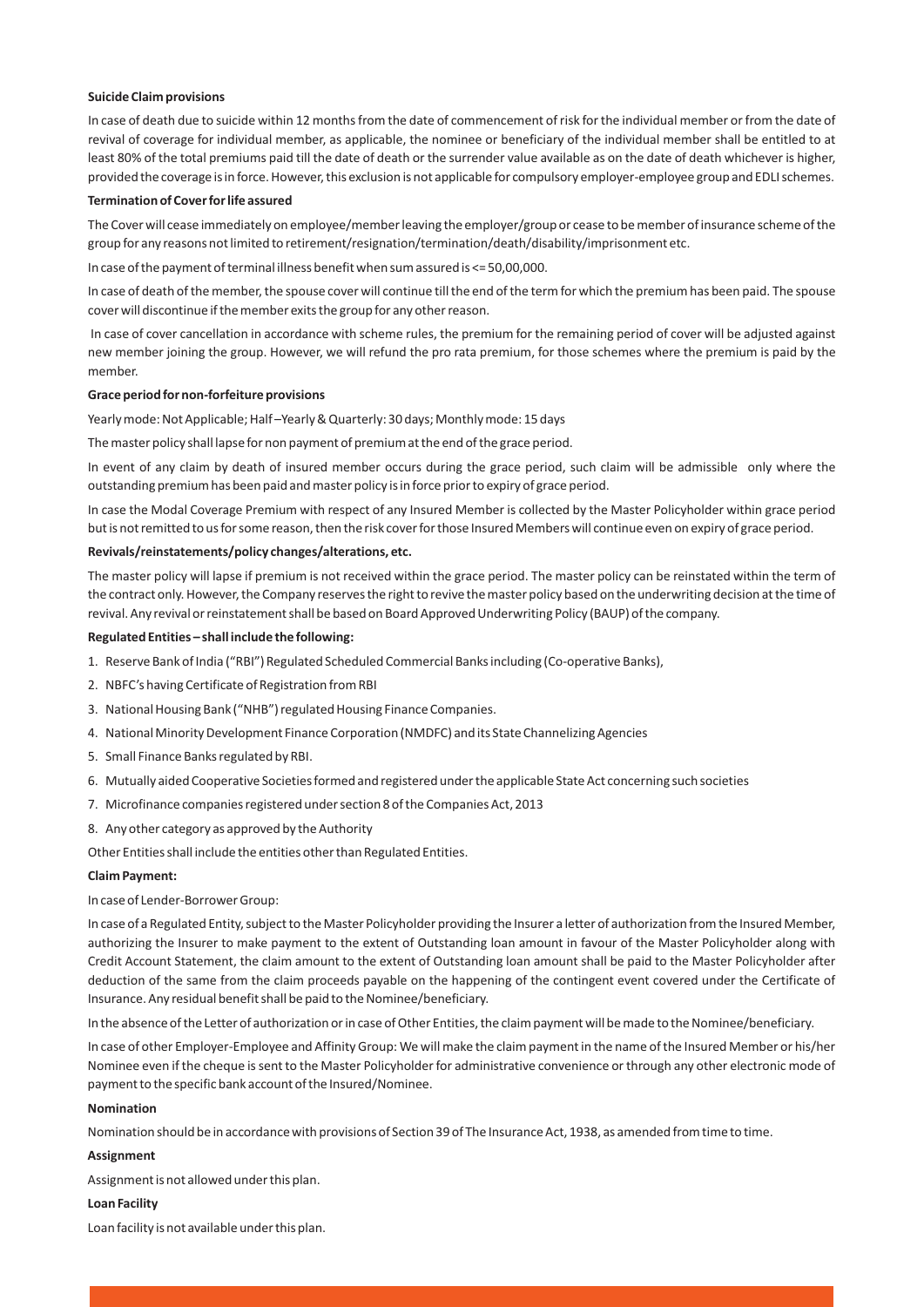**Suicide Claim provisions**

In case of death due to suicide within 12 months from the date of commencement of risk for the individual member or from the date of revival of coverage for individual member, as applicable, the nominee or beneficiary of the individual member shall be entitled to at least 80% of the total premiums paid till the date of death or the surrender value available as on the date of death whichever is higher, provided the coverage is in force. However, this exclusion is not applicable for compulsory employer-employee group and EDLI schemes.

**Termination of Cover for life assured**

The Cover will cease immediately on employee/member leaving the employer/group or cease to be member of insurance scheme of the group for any reasons not limited to retirement/resignation/termination/death/disability/imprisonment etc.

In case of the payment of terminal illness benefit when sum assured is <= 50,00,000.

In case of death of the member, the spouse cover will continue till the end of the term for which the premium has been paid. The spouse cover will discontinue if the member exits the group for any other reason.

In case of cover cancellation in accordance with scheme rules, the premium for the remaining period of cover will be adjusted against new member joining the group. However, we will refund the pro rata premium, for those schemes where the premium is paid by the member.

**Grace period for non-forfeiture provisions**

Yearly mode: Not Applicable; Half –Yearly & Quarterly: 30 days; Monthly mode: 15 days

The master policy shall lapse for non payment of premium at the end of the grace period.

In event of any claim by death of insured member occurs during the grace period, such claim will be admissible only where the outstanding premium has been paid and master policy is in force prior to expiry of grace period.

In case the Modal Coverage Premium with respect of any Insured Member is collected by the Master Policyholder within grace period but is not remitted to us for some reason, then the risk cover for those Insured Members will continue even on expiry of grace period.

**Revivals/reinstatements/policy changes/alterations, etc.**

The master policy will lapse if premium is not received within the grace period. The master policy can be reinstated within the term of the contract only. However, the Company reserves the right to revive the master policy based on the underwriting decision at the time of revival. Any revival or reinstatement shall be based on Board Approved Underwriting Policy (BAUP) of the company.

**Regulated Entities – shall include the following:**

1. Reserve Bank of India ("RBI") Regulated Scheduled Commercial Banks including (Co-operative Banks),
2. NBFC's having Certificate of Registration from RBI
3. National Housing Bank ("NHB") regulated Housing Finance Companies.
4. National Minority Development Finance Corporation (NMDFC) and its State Channelizing Agencies
5. Small Finance Banks regulated by RBI.
6. Mutually aided Cooperative Societies formed and registered under the applicable State Act concerning such societies
7. Microfinance companies registered under section 8 of the Companies Act, 2013
8. Any other category as approved by the Authority

Other Entities shall include the entities other than Regulated Entities.

**Claim Payment:**

In case of Lender-Borrower Group:

In case of a Regulated Entity, subject to the Master Policyholder providing the Insurer a letter of authorization from the Insured Member, authorizing the Insurer to make payment to the extent of Outstanding loan amount in favour of the Master Policyholder along with Credit Account Statement, the claim amount to the extent of Outstanding loan amount shall be paid to the Master Policyholder after deduction of the same from the claim proceeds payable on the happening of the contingent event covered under the Certificate of Insurance. Any residual benefit shall be paid to the Nominee/beneficiary.

In the absence of the Letter of authorization or in case of Other Entities, the claim payment will be made to the Nominee/beneficiary.

In case of other Employer-Employee and Affinity Group: We will make the claim payment in the name of the Insured Member or his/her Nominee even if the cheque is sent to the Master Policyholder for administrative convenience or through any other electronic mode of payment to the specific bank account of the Insured/Nominee.

**Nomination**

Nomination should be in accordance with provisions of Section 39 of The Insurance Act, 1938, as amended from time to time.

**Assignment**

Assignment is not allowed under this plan.

**Loan Facility**

Loan facility is not available under this plan.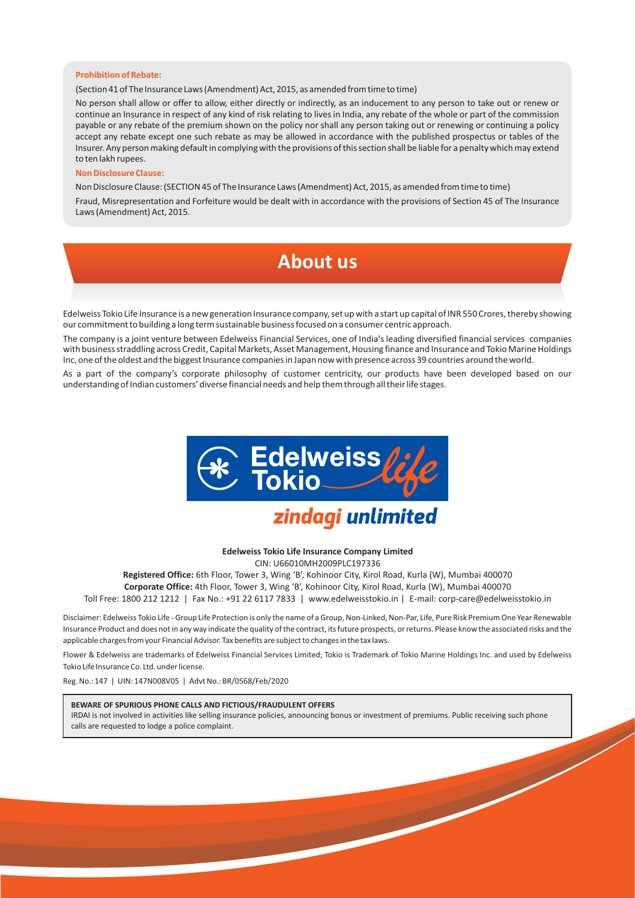**Prohibition of Rebate:**

(Section 41 of The Insurance Laws (Amendment) Act, 2015, as amended from time to time)

No person shall allow or offer to allow, either directly or indirectly, as an inducement to any person to take out or renew or continue an Insurance in respect of any kind of risk relating to lives in India, any rebate of the whole or part of the commission payable or any rebate of the premium shown on the policy nor shall any person taking out or renewing or continuing a policy accept any rebate except one such rebate as may be allowed in accordance with the published prospectus or tables of the Insurer. Any person making default in complying with the provisions of this section shall be liable for a penalty which may extend to ten lakh rupees.

**Non Disclosure Clause:**

Non Disclosure Clause: (SECTION 45 of The Insurance Laws (Amendment) Act, 2015, as amended from time to time)

Fraud, Misrepresentation and Forfeiture would be dealt with in accordance with the provisions of Section 45 of The Insurance Laws (Amendment) Act, 2015.

## About us

Edelweiss Tokio Life Insurance is a new generation Insurance company, set up with a start up capital of INR 550 Crores, thereby showing our commitment to building a long term sustainable business focused on a consumer centric approach.

The company is a joint venture between Edelweiss Financial Services, one of India's leading diversified financial services companies with business straddling across Credit, Capital Markets, Asset Management, Housing finance and Insurance and Tokio Marine Holdings Inc, one of the oldest and the biggest Insurance companies in Japan now with presence across 39 countries around the world.

As a part of the company's corporate philosophy of customer centricity, our products have been developed based on our understanding of Indian customers' diverse financial needs and help them through all their life stages.

Edelweiss Tokio life

*zindagi unlimited*

**Edelweiss Tokio Life Insurance Company Limited**

CIN: U66010MH2009PLC197336

**Registered Office:** 6th Floor, Tower 3, Wing 'B', Kohinoor City, Kirol Road, Kurla (W), Mumbai 400070

**Corporate Office:** 4th Floor, Tower 3, Wing 'B', Kohinoor City, Kirol Road, Kurla (W), Mumbai 400070

Toll Free: 1800 212 1212 | Fax No.: +91 22 6117 7833 | www.edelweisstokio.in | E-mail: corp-care@edelweisstokio.in

Disclaimer: Edelweiss Tokio Life - Group Life Protection is only the name of a Group, Non-Linked, Non-Par, Life, Pure Risk Premium One Year Renewable Insurance Product and does not in any way indicate the quality of the contract, its future prospects, or returns. Please know the associated risks and the applicable charges from your Financial Advisor. Tax benefits are subject to changes in the tax laws.

Flower & Edelweiss are trademarks of Edelweiss Financial Services Limited; Tokio is Trademark of Tokio Marine Holdings Inc. and used by Edelweiss Tokio Life Insurance Co. Ltd. under license.

Reg. No.: 147 | UIN: 147N008V05 | Advt No.: BR/0568/Feb/2020

**BEWARE OF SPURIOUS PHONE CALLS AND FICTIOUS/FRAUDULENT OFFERS**

IRDAI is not involved in activities like selling insurance policies, announcing bonus or investment of premiums. Public receiving such phone calls are requested to lodge a police complaint.